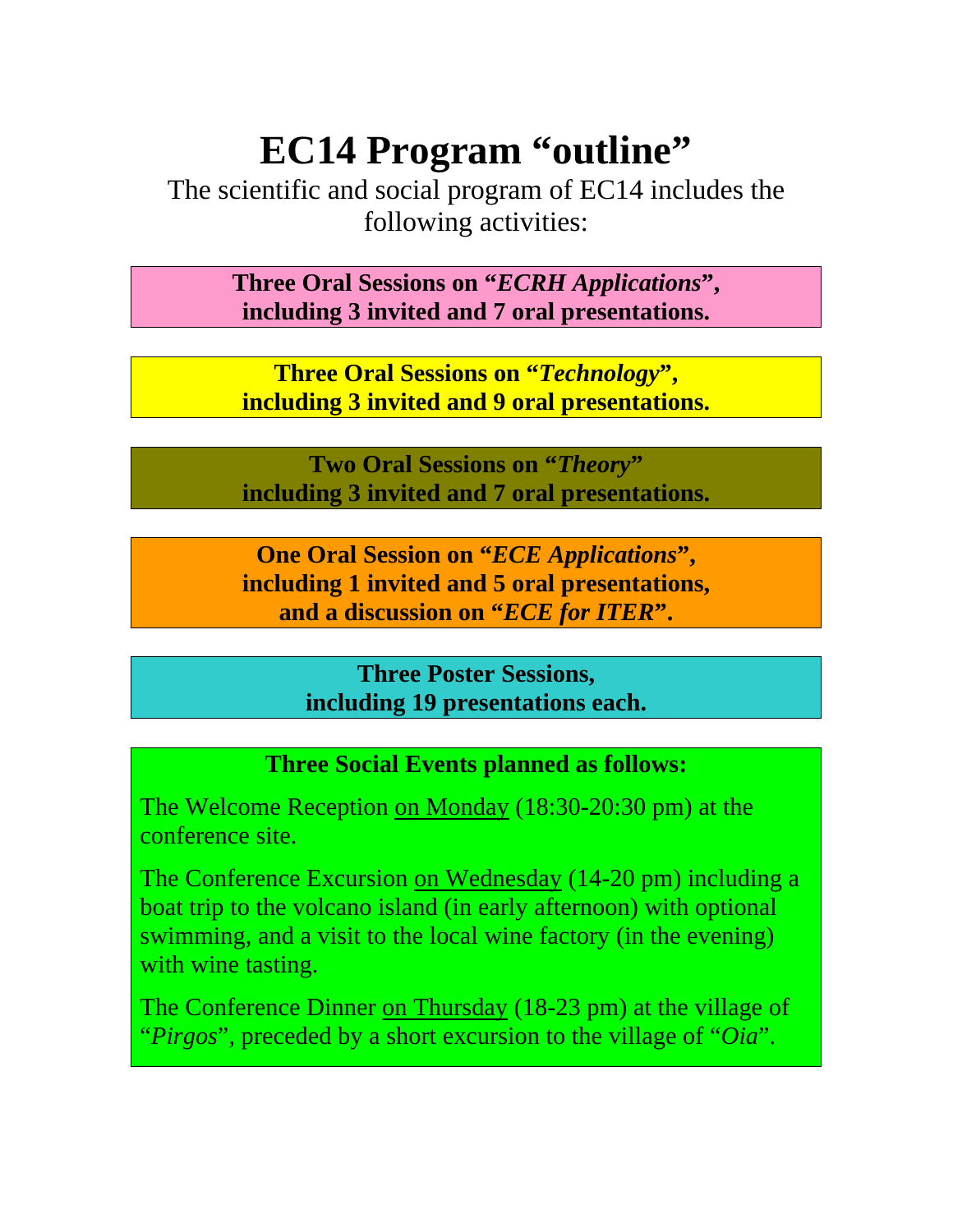# EC14 Program "outline"

The scientific and social program of EC14 includes the following activities:

**Three Oral Sessions on "*ECRH Applications*", including 3 invited and 7 oral presentations.**

**Three Oral Sessions on "*Technology*", including 3 invited and 9 oral presentations.**

**Two Oral Sessions on "*Theory*" including 3 invited and 7 oral presentations.**

**One Oral Session on "*ECE Applications*", including 1 invited and 5 oral presentations, and a discussion on "*ECE for ITER*".**

**Three Poster Sessions, including 19 presentations each.**

**Three Social Events planned as follows:**

The Welcome Reception on Monday (18:30-20:30 pm) at the conference site.

The Conference Excursion on Wednesday (14-20 pm) including a boat trip to the volcano island (in early afternoon) with optional swimming, and a visit to the local wine factory (in the evening) with wine tasting.

The Conference Dinner on Thursday (18-23 pm) at the village of "*Pirgos*", preceded by a short excursion to the village of "*Oia*".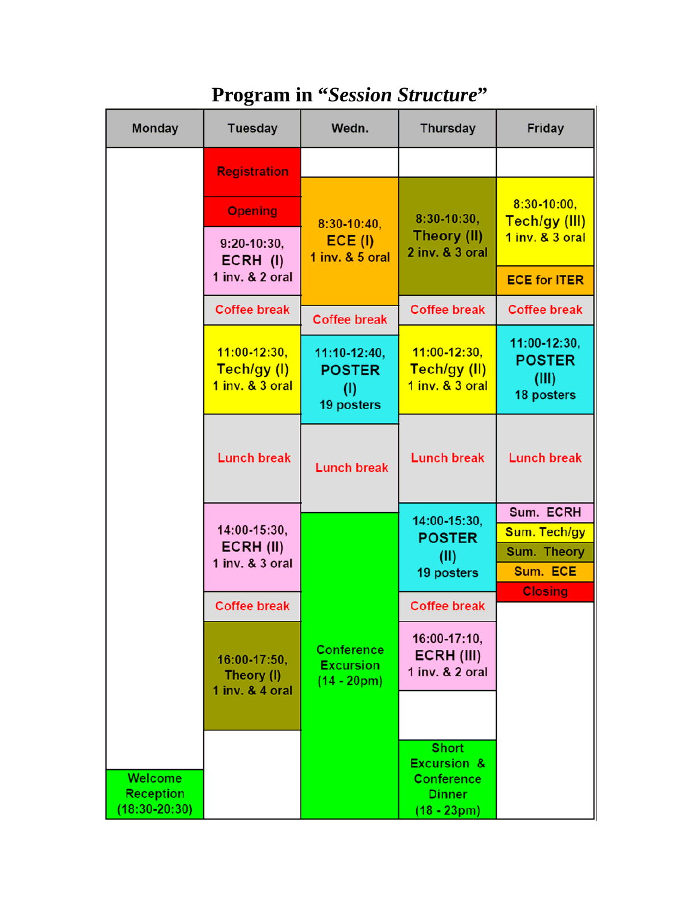# Program in "*Session Structure*"

| Monday | Tuesday | Wedn. | Thursday | Friday |
|---|---|---|---|---|
| | Registration | | | |
| | Opening | 8:30-10:40, ECE (I) 1 inv. & 5 oral | 8:30-10:30, Theory (II) 2 inv. & 3 oral | 8:30-10:00, Tech/gy (III) 1 inv. & 3 oral |
| | 9:20-10:30, ECRH (I) 1 inv. & 2 oral | | | ECE for ITER |
| | Coffee break | Coffee break | Coffee break | Coffee break |
| | 11:00-12:30, Tech/gy (I) 1 inv. & 3 oral | 11:10-12:40, POSTER (I) 19 posters | 11:00-12:30, Tech/gy (II) 1 inv. & 3 oral | 11:00-12:30, POSTER (III) 18 posters |
| | Lunch break | Lunch break | Lunch break | Lunch break |
| | 14:00-15:30, ECRH (II) 1 inv. & 3 oral | Conference Excursion (14 - 20pm) | 14:00-15:30, POSTER (II) 19 posters | Sum. ECRH |
| | | | | Sum. Tech/gy |
| | | | | Sum. Theory |
| | | | | Sum. ECE |
| | | | | Closing |
| | Coffee break | | Coffee break | |
| | 16:00-17:50, Theory (I) 1 inv. & 4 oral | | 16:00-17:10, ECRH (III) 1 inv. & 2 oral | |
| | | | Short Excursion & Conference Dinner (18 - 23pm) | |
| Welcome Reception (18:30-20:30) | | | | |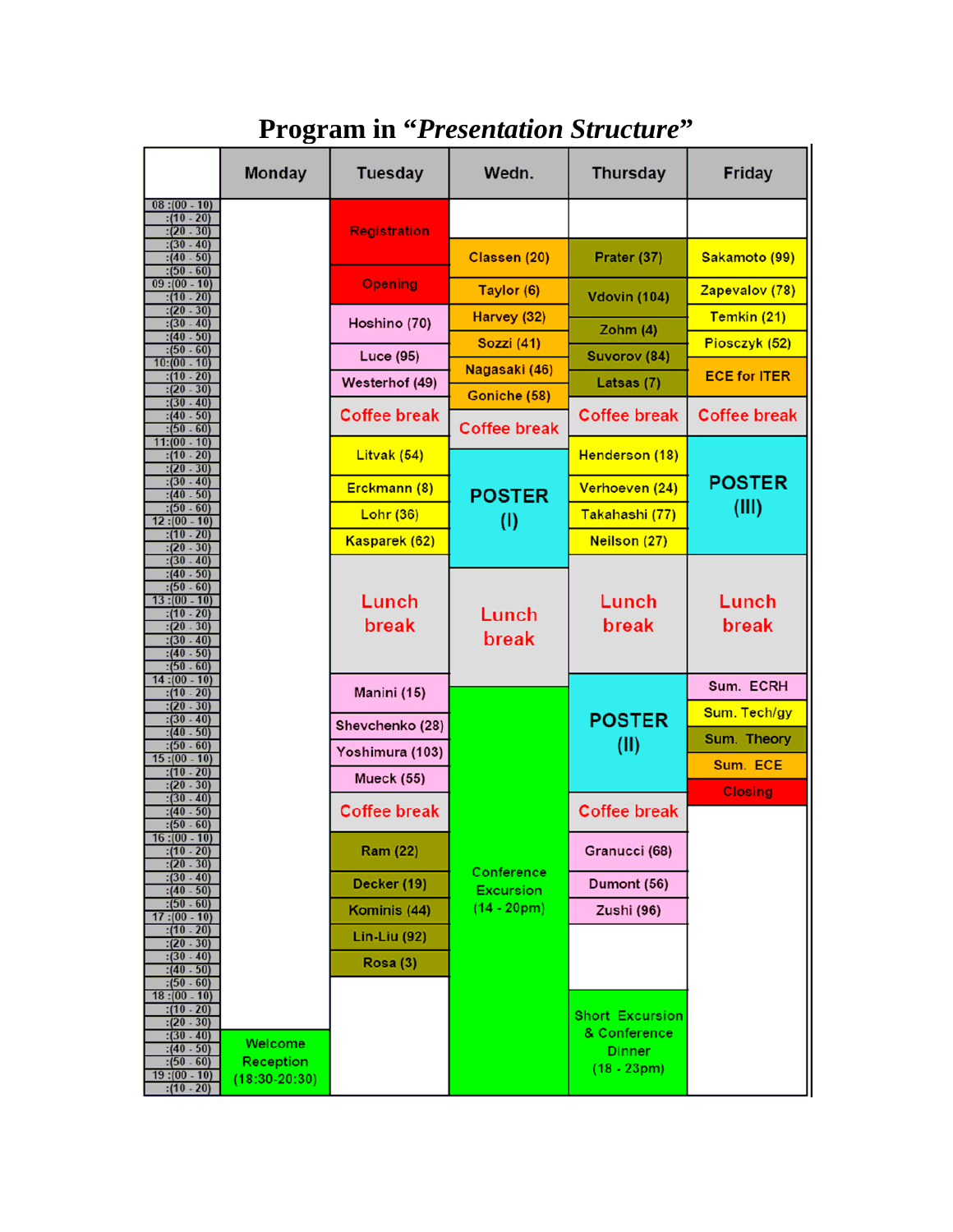# Program in *"Presentation Structure"*

| Time | Monday | Tuesday | Wedn. | Thursday | Friday |
|---|---|---|---|---|---|
| 08:00 – 08:50 | | Registration | Classen (20) | Prater (37) | Sakamoto (99) |
| 08:50 – 09:20 | | Opening | Taylor (6) | Vdovin (104) | Zapevalov (78) |
| 09:20 – 09:40 | | Hoshino (70) | Harvey (32) | Zohm (4) | Temkin (21) |
| 09:40 – 10:00 | | Luce (95) | Sozzi (41) | Suvorov (84) | Piosczyk (52) |
| 10:00 – 10:20 | | Westerhof (49) | Nagasaki (46) | Latsas (7) | ECE for ITER |
| 10:20 – 10:40 | | Coffee break | Goniche (58) | Coffee break | Coffee break |
| 10:40 – 11:00 | | | Coffee break | | |
| 11:00 – 11:20 | | Litvak (54) | POSTER (I) | Henderson (18) | POSTER (III) |
| 11:20 – 11:40 | | Erckmann (8) | | Verhoeven (24) | |
| 11:40 – 12:00 | | Lohr (36) | | Takahashi (77) | |
| 12:00 – 12:20 | | Kasparek (62) | | Neilson (27) | |
| 12:20 – 14:00 | | Lunch break | Lunch break | Lunch break | Lunch break |
| 14:00 – 14:20 | | Manini (15) | Conference Excursion (14 - 20pm) | POSTER (II) | Sum. ECRH |
| 14:20 – 14:40 | | Shevchenko (28) | | | Sum. Tech/gy |
| 14:40 – 15:00 | | Yoshimura (103) | | | Sum. Theory |
| 15:00 – 15:20 | | Mueck (55) | | | Sum. ECE |
| 15:20 – 15:40 | | Coffee break | | Coffee break | Closing |
| 15:40 – 16:00 | | Ram (22) | | Granucci (68) | |
| 16:00 – 16:20 | | Decker (19) | | Dumont (56) | |
| 16:20 – 16:40 | | Kominis (44) | | Zushi (96) | |
| 16:40 – 17:00 | | Lin-Liu (92) | | | |
| 17:00 – 17:20 | | Rosa (3) | | | |
| 18:00 – 18:30 | | | | Short Excursion & Conference Dinner (18 - 23pm) | |
| 18:30 – 19:20 | Welcome Reception (18:30-20:30) | | | | |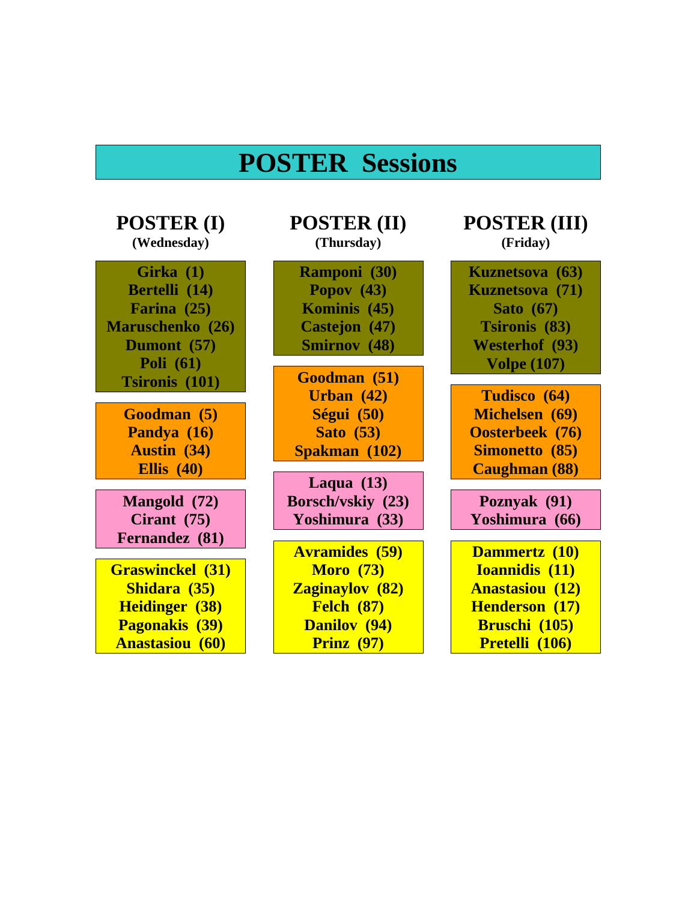# POSTER Sessions

## POSTER (I)

**(Wednesday)**

Girka (1)
Bertelli (14)
Farina (25)
Maruschenko (26)
Dumont (57)
Poli (61)
Tsironis (101)

Goodman (5)
Pandya (16)
Austin (34)
Ellis (40)

Mangold (72)
Cirant (75)
Fernandez (81)

Graswinckel (31)
Shidara (35)
Heidinger (38)
Pagonakis (39)
Anastasiou (60)

## POSTER (II)

**(Thursday)**

Ramponi (30)
Popov (43)
Kominis (45)
Castejon (47)
Smirnov (48)

Goodman (51)
Urban (42)
Ségui (50)
Sato (53)
Spakman (102)

Laqua (13)
Borsch/vskiy (23)
Yoshimura (33)

Avramides (59)
Moro (73)
Zaginaylov (82)
Felch (87)
Danilov (94)
Prinz (97)

## POSTER (III)

**(Friday)**

Kuznetsova (63)
Kuznetsova (71)
Sato (67)
Tsironis (83)
Westerhof (93)
Volpe (107)

Tudisco (64)
Michelsen (69)
Oosterbeek (76)
Simonetto (85)
Caughman (88)

Poznyak (91)
Yoshimura (66)

Dammertz (10)
Ioannidis (11)
Anastasiou (12)
Henderson (17)
Bruschi (105)
Pretelli (106)